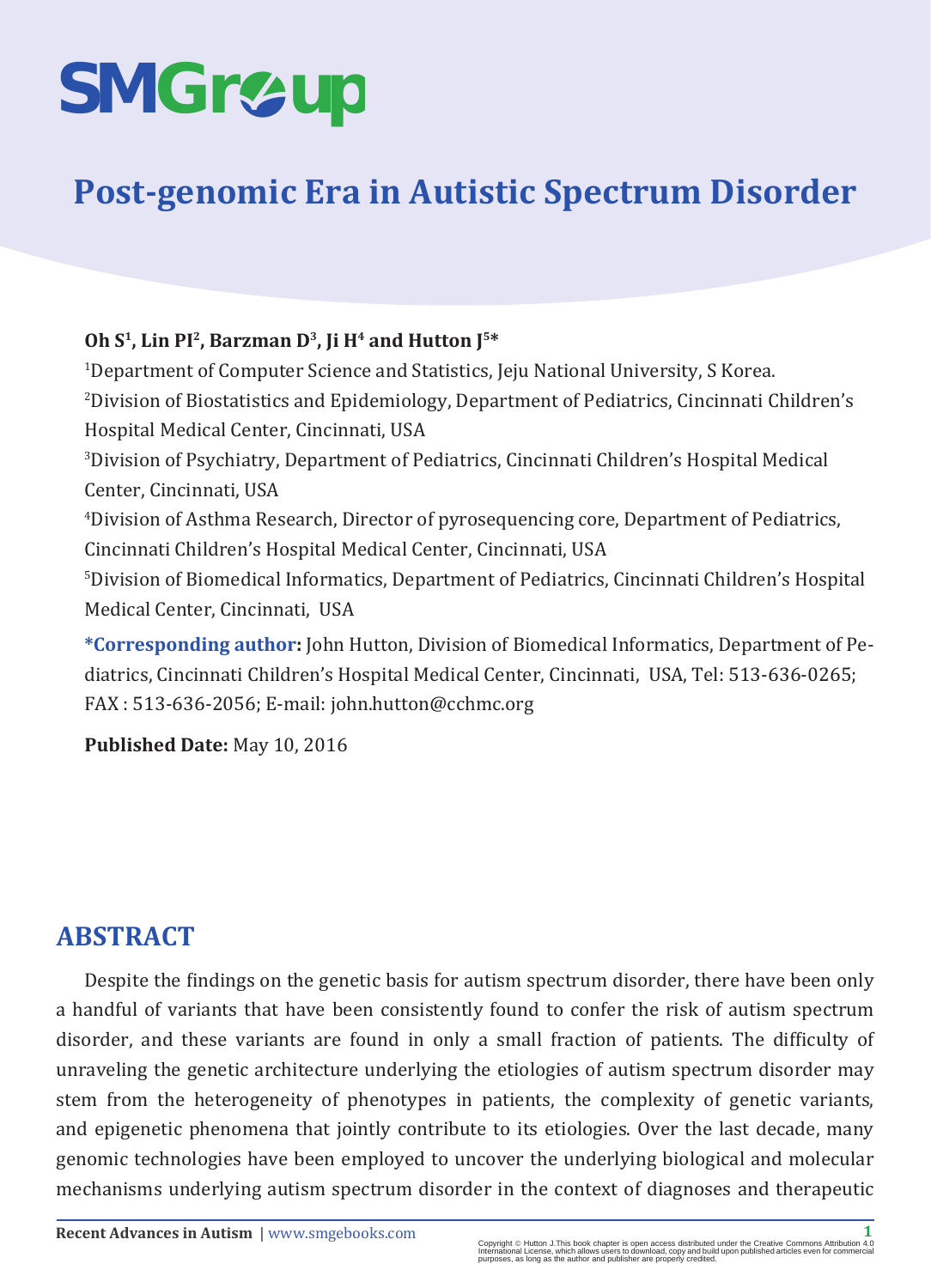# Post-genomic Era in Autistic Spectrum Disorder

**Oh S[1], Lin PI[2], Barzman D[3], Ji H[4] and Hutton J[5]***

[1]Department of Computer Science and Statistics, Jeju National University, S Korea.

[2]Division of Biostatistics and Epidemiology, Department of Pediatrics, Cincinnati Children's Hospital Medical Center, Cincinnati, USA

[3]Division of Psychiatry, Department of Pediatrics, Cincinnati Children's Hospital Medical Center, Cincinnati, USA

[4]Division of Asthma Research, Director of pyrosequencing core, Department of Pediatrics, Cincinnati Children's Hospital Medical Center, Cincinnati, USA

[5]Division of Biomedical Informatics, Department of Pediatrics, Cincinnati Children's Hospital Medical Center, Cincinnati, USA

***Corresponding author:** John Hutton, Division of Biomedical Informatics, Department of Pediatrics, Cincinnati Children's Hospital Medical Center, Cincinnati, USA, Tel: 513-636-0265; FAX : 513-636-2056; E-mail: john.hutton@cchmc.org

**Published Date:** May 10, 2016

## ABSTRACT

Despite the findings on the genetic basis for autism spectrum disorder, there have been only a handful of variants that have been consistently found to confer the risk of autism spectrum disorder, and these variants are found in only a small fraction of patients. The difficulty of unraveling the genetic architecture underlying the etiologies of autism spectrum disorder may stem from the heterogeneity of phenotypes in patients, the complexity of genetic variants, and epigenetic phenomena that jointly contribute to its etiologies. Over the last decade, many genomic technologies have been employed to uncover the underlying biological and molecular mechanisms underlying autism spectrum disorder in the context of diagnoses and therapeutic

Copyright © Hutton J.This book chapter is open access distributed under the Creative Commons Attribution 4.0 International License, which allows users to download, copy and build upon published articles even for commercial purposes, as long as the author and publisher are properly credited.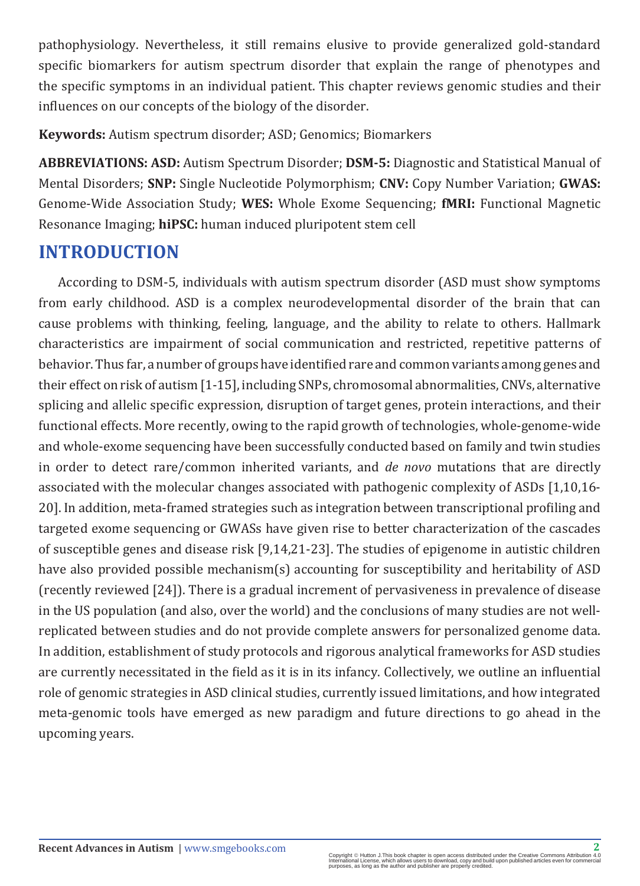pathophysiology. Nevertheless, it still remains elusive to provide generalized gold-standard specific biomarkers for autism spectrum disorder that explain the range of phenotypes and the specific symptoms in an individual patient. This chapter reviews genomic studies and their influences on our concepts of the biology of the disorder.

**Keywords:** Autism spectrum disorder; ASD; Genomics; Biomarkers

**ABBREVIATIONS: ASD:** Autism Spectrum Disorder; **DSM-5:** Diagnostic and Statistical Manual of Mental Disorders; **SNP:** Single Nucleotide Polymorphism; **CNV:** Copy Number Variation; **GWAS:** Genome-Wide Association Study; **WES:** Whole Exome Sequencing; **fMRI:** Functional Magnetic Resonance Imaging; **hiPSC:** human induced pluripotent stem cell

## INTRODUCTION

According to DSM-5, individuals with autism spectrum disorder (ASD must show symptoms from early childhood. ASD is a complex neurodevelopmental disorder of the brain that can cause problems with thinking, feeling, language, and the ability to relate to others. Hallmark characteristics are impairment of social communication and restricted, repetitive patterns of behavior. Thus far, a number of groups have identified rare and common variants among genes and their effect on risk of autism [1-15], including SNPs, chromosomal abnormalities, CNVs, alternative splicing and allelic specific expression, disruption of target genes, protein interactions, and their functional effects. More recently, owing to the rapid growth of technologies, whole-genome-wide and whole-exome sequencing have been successfully conducted based on family and twin studies in order to detect rare/common inherited variants, and *de novo* mutations that are directly associated with the molecular changes associated with pathogenic complexity of ASDs [1,10,16-20]. In addition, meta-framed strategies such as integration between transcriptional profiling and targeted exome sequencing or GWASs have given rise to better characterization of the cascades of susceptible genes and disease risk [9,14,21-23]. The studies of epigenome in autistic children have also provided possible mechanism(s) accounting for susceptibility and heritability of ASD (recently reviewed [24]). There is a gradual increment of pervasiveness in prevalence of disease in the US population (and also, over the world) and the conclusions of many studies are not well-replicated between studies and do not provide complete answers for personalized genome data. In addition, establishment of study protocols and rigorous analytical frameworks for ASD studies are currently necessitated in the field as it is in its infancy. Collectively, we outline an influential role of genomic strategies in ASD clinical studies, currently issued limitations, and how integrated meta-genomic tools have emerged as new paradigm and future directions to go ahead in the upcoming years.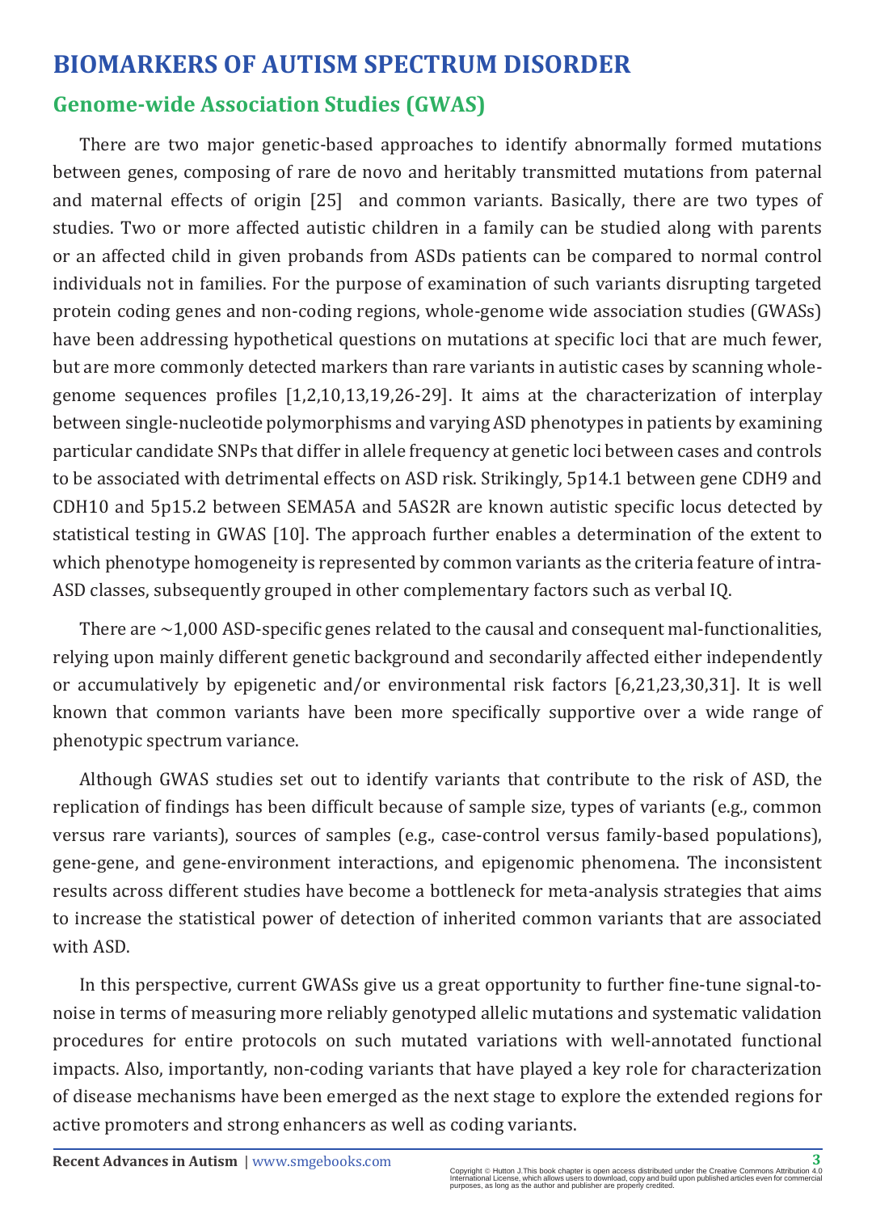# BIOMARKERS OF AUTISM SPECTRUM DISORDER

## Genome-wide Association Studies (GWAS)

There are two major genetic-based approaches to identify abnormally formed mutations between genes, composing of rare de novo and heritably transmitted mutations from paternal and maternal effects of origin [25] and common variants. Basically, there are two types of studies. Two or more affected autistic children in a family can be studied along with parents or an affected child in given probands from ASDs patients can be compared to normal control individuals not in families. For the purpose of examination of such variants disrupting targeted protein coding genes and non-coding regions, whole-genome wide association studies (GWASs) have been addressing hypothetical questions on mutations at specific loci that are much fewer, but are more commonly detected markers than rare variants in autistic cases by scanning whole-genome sequences profiles [1,2,10,13,19,26-29]. It aims at the characterization of interplay between single-nucleotide polymorphisms and varying ASD phenotypes in patients by examining particular candidate SNPs that differ in allele frequency at genetic loci between cases and controls to be associated with detrimental effects on ASD risk. Strikingly, 5p14.1 between gene CDH9 and CDH10 and 5p15.2 between SEMA5A and 5AS2R are known autistic specific locus detected by statistical testing in GWAS [10]. The approach further enables a determination of the extent to which phenotype homogeneity is represented by common variants as the criteria feature of intra-ASD classes, subsequently grouped in other complementary factors such as verbal IQ.

There are ~1,000 ASD-specific genes related to the causal and consequent mal-functionalities, relying upon mainly different genetic background and secondarily affected either independently or accumulatively by epigenetic and/or environmental risk factors [6,21,23,30,31]. It is well known that common variants have been more specifically supportive over a wide range of phenotypic spectrum variance.

Although GWAS studies set out to identify variants that contribute to the risk of ASD, the replication of findings has been difficult because of sample size, types of variants (e.g., common versus rare variants), sources of samples (e.g., case-control versus family-based populations), gene-gene, and gene-environment interactions, and epigenomic phenomena. The inconsistent results across different studies have become a bottleneck for meta-analysis strategies that aims to increase the statistical power of detection of inherited common variants that are associated with ASD.

In this perspective, current GWASs give us a great opportunity to further fine-tune signal-to-noise in terms of measuring more reliably genotyped allelic mutations and systematic validation procedures for entire protocols on such mutated variations with well-annotated functional impacts. Also, importantly, non-coding variants that have played a key role for characterization of disease mechanisms have been emerged as the next stage to explore the extended regions for active promoters and strong enhancers as well as coding variants.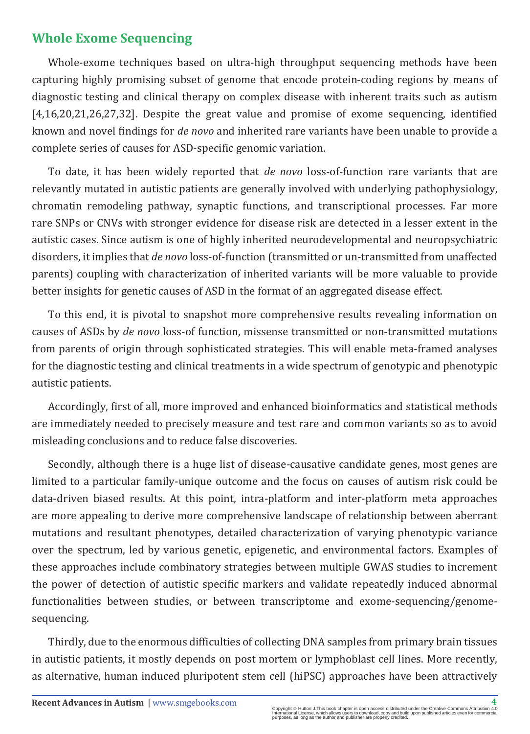## Whole Exome Sequencing

Whole-exome techniques based on ultra-high throughput sequencing methods have been capturing highly promising subset of genome that encode protein-coding regions by means of diagnostic testing and clinical therapy on complex disease with inherent traits such as autism [4,16,20,21,26,27,32]. Despite the great value and promise of exome sequencing, identified known and novel findings for *de novo* and inherited rare variants have been unable to provide a complete series of causes for ASD-specific genomic variation.

To date, it has been widely reported that *de novo* loss-of-function rare variants that are relevantly mutated in autistic patients are generally involved with underlying pathophysiology, chromatin remodeling pathway, synaptic functions, and transcriptional processes. Far more rare SNPs or CNVs with stronger evidence for disease risk are detected in a lesser extent in the autistic cases. Since autism is one of highly inherited neurodevelopmental and neuropsychiatric disorders, it implies that *de novo* loss-of-function (transmitted or un-transmitted from unaffected parents) coupling with characterization of inherited variants will be more valuable to provide better insights for genetic causes of ASD in the format of an aggregated disease effect.

To this end, it is pivotal to snapshot more comprehensive results revealing information on causes of ASDs by *de novo* loss-of function, missense transmitted or non-transmitted mutations from parents of origin through sophisticated strategies. This will enable meta-framed analyses for the diagnostic testing and clinical treatments in a wide spectrum of genotypic and phenotypic autistic patients.

Accordingly, first of all, more improved and enhanced bioinformatics and statistical methods are immediately needed to precisely measure and test rare and common variants so as to avoid misleading conclusions and to reduce false discoveries.

Secondly, although there is a huge list of disease-causative candidate genes, most genes are limited to a particular family-unique outcome and the focus on causes of autism risk could be data-driven biased results. At this point, intra-platform and inter-platform meta approaches are more appealing to derive more comprehensive landscape of relationship between aberrant mutations and resultant phenotypes, detailed characterization of varying phenotypic variance over the spectrum, led by various genetic, epigenetic, and environmental factors. Examples of these approaches include combinatory strategies between multiple GWAS studies to increment the power of detection of autistic specific markers and validate repeatedly induced abnormal functionalities between studies, or between transcriptome and exome-sequencing/genome-sequencing.

Thirdly, due to the enormous difficulties of collecting DNA samples from primary brain tissues in autistic patients, it mostly depends on post mortem or lymphoblast cell lines. More recently, as alternative, human induced pluripotent stem cell (hiPSC) approaches have been attractively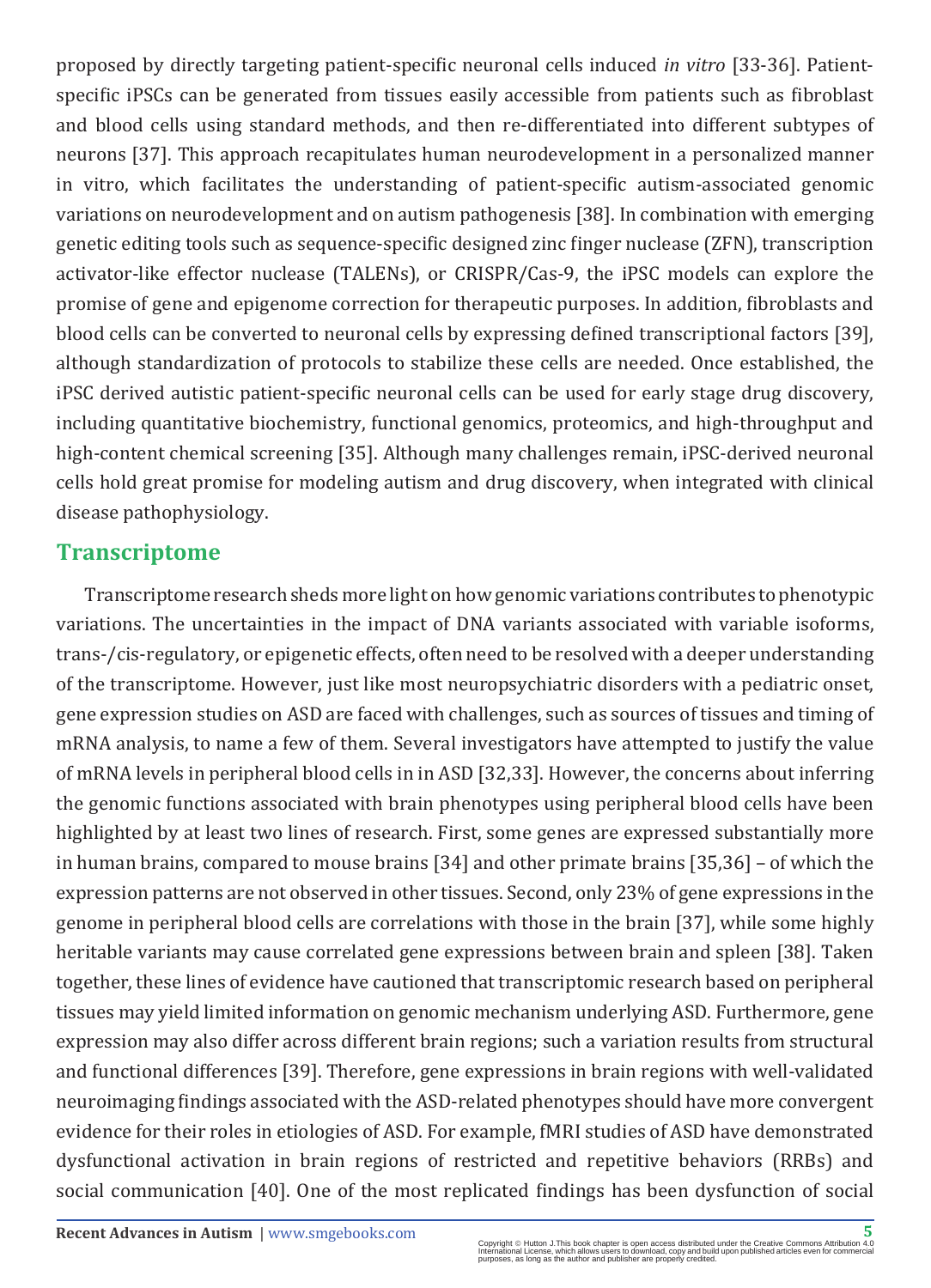proposed by directly targeting patient-specific neuronal cells induced *in vitro* [33-36]. Patient-specific iPSCs can be generated from tissues easily accessible from patients such as fibroblast and blood cells using standard methods, and then re-differentiated into different subtypes of neurons [37]. This approach recapitulates human neurodevelopment in a personalized manner in vitro, which facilitates the understanding of patient-specific autism-associated genomic variations on neurodevelopment and on autism pathogenesis [38]. In combination with emerging genetic editing tools such as sequence-specific designed zinc finger nuclease (ZFN), transcription activator-like effector nuclease (TALENs), or CRISPR/Cas-9, the iPSC models can explore the promise of gene and epigenome correction for therapeutic purposes. In addition, fibroblasts and blood cells can be converted to neuronal cells by expressing defined transcriptional factors [39], although standardization of protocols to stabilize these cells are needed. Once established, the iPSC derived autistic patient-specific neuronal cells can be used for early stage drug discovery, including quantitative biochemistry, functional genomics, proteomics, and high-throughput and high-content chemical screening [35]. Although many challenges remain, iPSC-derived neuronal cells hold great promise for modeling autism and drug discovery, when integrated with clinical disease pathophysiology.

## Transcriptome

Transcriptome research sheds more light on how genomic variations contributes to phenotypic variations. The uncertainties in the impact of DNA variants associated with variable isoforms, trans-/cis-regulatory, or epigenetic effects, often need to be resolved with a deeper understanding of the transcriptome. However, just like most neuropsychiatric disorders with a pediatric onset, gene expression studies on ASD are faced with challenges, such as sources of tissues and timing of mRNA analysis, to name a few of them. Several investigators have attempted to justify the value of mRNA levels in peripheral blood cells in in ASD [32,33]. However, the concerns about inferring the genomic functions associated with brain phenotypes using peripheral blood cells have been highlighted by at least two lines of research. First, some genes are expressed substantially more in human brains, compared to mouse brains [34] and other primate brains [35,36] – of which the expression patterns are not observed in other tissues. Second, only 23% of gene expressions in the genome in peripheral blood cells are correlations with those in the brain [37], while some highly heritable variants may cause correlated gene expressions between brain and spleen [38]. Taken together, these lines of evidence have cautioned that transcriptomic research based on peripheral tissues may yield limited information on genomic mechanism underlying ASD. Furthermore, gene expression may also differ across different brain regions; such a variation results from structural and functional differences [39]. Therefore, gene expressions in brain regions with well-validated neuroimaging findings associated with the ASD-related phenotypes should have more convergent evidence for their roles in etiologies of ASD. For example, fMRI studies of ASD have demonstrated dysfunctional activation in brain regions of restricted and repetitive behaviors (RRBs) and social communication [40]. One of the most replicated findings has been dysfunction of social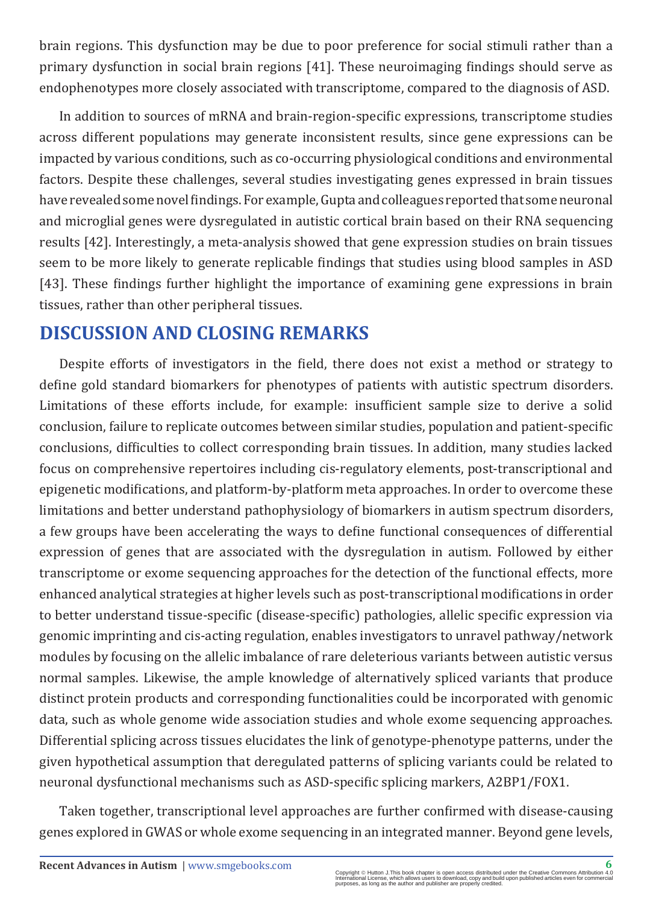brain regions. This dysfunction may be due to poor preference for social stimuli rather than a primary dysfunction in social brain regions [41]. These neuroimaging findings should serve as endophenotypes more closely associated with transcriptome, compared to the diagnosis of ASD.

In addition to sources of mRNA and brain-region-specific expressions, transcriptome studies across different populations may generate inconsistent results, since gene expressions can be impacted by various conditions, such as co-occurring physiological conditions and environmental factors. Despite these challenges, several studies investigating genes expressed in brain tissues have revealed some novel findings. For example, Gupta and colleagues reported that some neuronal and microglial genes were dysregulated in autistic cortical brain based on their RNA sequencing results [42]. Interestingly, a meta-analysis showed that gene expression studies on brain tissues seem to be more likely to generate replicable findings that studies using blood samples in ASD [43]. These findings further highlight the importance of examining gene expressions in brain tissues, rather than other peripheral tissues.

## DISCUSSION AND CLOSING REMARKS

Despite efforts of investigators in the field, there does not exist a method or strategy to define gold standard biomarkers for phenotypes of patients with autistic spectrum disorders. Limitations of these efforts include, for example: insufficient sample size to derive a solid conclusion, failure to replicate outcomes between similar studies, population and patient-specific conclusions, difficulties to collect corresponding brain tissues. In addition, many studies lacked focus on comprehensive repertoires including cis-regulatory elements, post-transcriptional and epigenetic modifications, and platform-by-platform meta approaches. In order to overcome these limitations and better understand pathophysiology of biomarkers in autism spectrum disorders, a few groups have been accelerating the ways to define functional consequences of differential expression of genes that are associated with the dysregulation in autism. Followed by either transcriptome or exome sequencing approaches for the detection of the functional effects, more enhanced analytical strategies at higher levels such as post-transcriptional modifications in order to better understand tissue-specific (disease-specific) pathologies, allelic specific expression via genomic imprinting and cis-acting regulation, enables investigators to unravel pathway/network modules by focusing on the allelic imbalance of rare deleterious variants between autistic versus normal samples. Likewise, the ample knowledge of alternatively spliced variants that produce distinct protein products and corresponding functionalities could be incorporated with genomic data, such as whole genome wide association studies and whole exome sequencing approaches. Differential splicing across tissues elucidates the link of genotype-phenotype patterns, under the given hypothetical assumption that deregulated patterns of splicing variants could be related to neuronal dysfunctional mechanisms such as ASD-specific splicing markers, A2BP1/FOX1.

Taken together, transcriptional level approaches are further confirmed with disease-causing genes explored in GWAS or whole exome sequencing in an integrated manner. Beyond gene levels,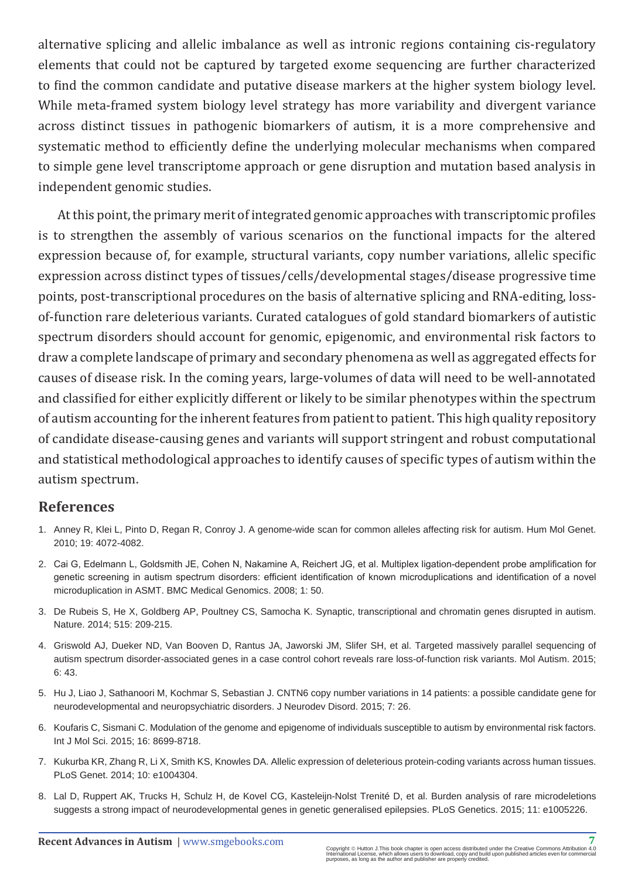alternative splicing and allelic imbalance as well as intronic regions containing cis-regulatory elements that could not be captured by targeted exome sequencing are further characterized to find the common candidate and putative disease markers at the higher system biology level. While meta-framed system biology level strategy has more variability and divergent variance across distinct tissues in pathogenic biomarkers of autism, it is a more comprehensive and systematic method to efficiently define the underlying molecular mechanisms when compared to simple gene level transcriptome approach or gene disruption and mutation based analysis in independent genomic studies.

At this point, the primary merit of integrated genomic approaches with transcriptomic profiles is to strengthen the assembly of various scenarios on the functional impacts for the altered expression because of, for example, structural variants, copy number variations, allelic specific expression across distinct types of tissues/cells/developmental stages/disease progressive time points, post-transcriptional procedures on the basis of alternative splicing and RNA-editing, loss-of-function rare deleterious variants. Curated catalogues of gold standard biomarkers of autistic spectrum disorders should account for genomic, epigenomic, and environmental risk factors to draw a complete landscape of primary and secondary phenomena as well as aggregated effects for causes of disease risk. In the coming years, large-volumes of data will need to be well-annotated and classified for either explicitly different or likely to be similar phenotypes within the spectrum of autism accounting for the inherent features from patient to patient. This high quality repository of candidate disease-causing genes and variants will support stringent and robust computational and statistical methodological approaches to identify causes of specific types of autism within the autism spectrum.

## References

1. Anney R, Klei L, Pinto D, Regan R, Conroy J. A genome-wide scan for common alleles affecting risk for autism. Hum Mol Genet. 2010; 19: 4072-4082.
2. Cai G, Edelmann L, Goldsmith JE, Cohen N, Nakamine A, Reichert JG, et al. Multiplex ligation-dependent probe amplification for genetic screening in autism spectrum disorders: efficient identification of known microduplications and identification of a novel microduplication in ASMT. BMC Medical Genomics. 2008; 1: 50.
3. De Rubeis S, He X, Goldberg AP, Poultney CS, Samocha K. Synaptic, transcriptional and chromatin genes disrupted in autism. Nature. 2014; 515: 209-215.
4. Griswold AJ, Dueker ND, Van Booven D, Rantus JA, Jaworski JM, Slifer SH, et al. Targeted massively parallel sequencing of autism spectrum disorder-associated genes in a case control cohort reveals rare loss-of-function risk variants. Mol Autism. 2015; 6: 43.
5. Hu J, Liao J, Sathanoori M, Kochmar S, Sebastian J. CNTN6 copy number variations in 14 patients: a possible candidate gene for neurodevelopmental and neuropsychiatric disorders. J Neurodev Disord. 2015; 7: 26.
6. Koufaris C, Sismani C. Modulation of the genome and epigenome of individuals susceptible to autism by environmental risk factors. Int J Mol Sci. 2015; 16: 8699-8718.
7. Kukurba KR, Zhang R, Li X, Smith KS, Knowles DA. Allelic expression of deleterious protein-coding variants across human tissues. PLoS Genet. 2014; 10: e1004304.
8. Lal D, Ruppert AK, Trucks H, Schulz H, de Kovel CG, Kasteleijn-Nolst Trenité D, et al. Burden analysis of rare microdeletions suggests a strong impact of neurodevelopmental genes in genetic generalised epilepsies. PLoS Genetics. 2015; 11: e1005226.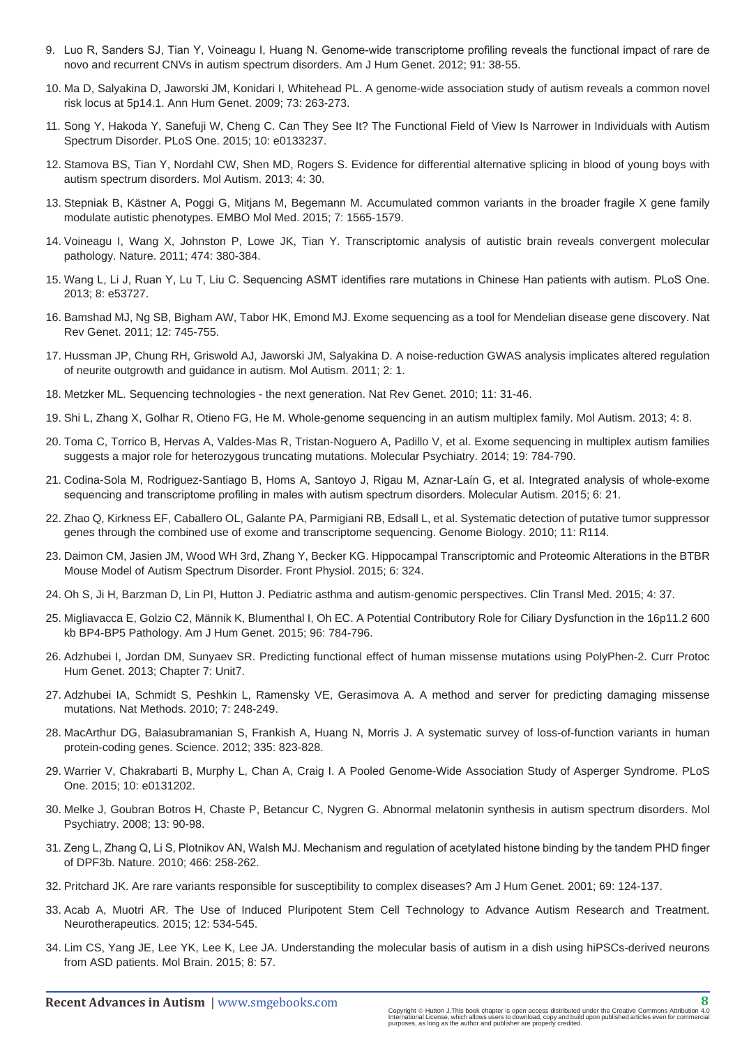9. Luo R, Sanders SJ, Tian Y, Voineagu I, Huang N. Genome-wide transcriptome profiling reveals the functional impact of rare de novo and recurrent CNVs in autism spectrum disorders. Am J Hum Genet. 2012; 91: 38-55.
10. Ma D, Salyakina D, Jaworski JM, Konidari I, Whitehead PL. A genome-wide association study of autism reveals a common novel risk locus at 5p14.1. Ann Hum Genet. 2009; 73: 263-273.
11. Song Y, Hakoda Y, Sanefuji W, Cheng C. Can They See It? The Functional Field of View Is Narrower in Individuals with Autism Spectrum Disorder. PLoS One. 2015; 10: e0133237.
12. Stamova BS, Tian Y, Nordahl CW, Shen MD, Rogers S. Evidence for differential alternative splicing in blood of young boys with autism spectrum disorders. Mol Autism. 2013; 4: 30.
13. Stepniak B, Kästner A, Poggi G, Mitjans M, Begemann M. Accumulated common variants in the broader fragile X gene family modulate autistic phenotypes. EMBO Mol Med. 2015; 7: 1565-1579.
14. Voineagu I, Wang X, Johnston P, Lowe JK, Tian Y. Transcriptomic analysis of autistic brain reveals convergent molecular pathology. Nature. 2011; 474: 380-384.
15. Wang L, Li J, Ruan Y, Lu T, Liu C. Sequencing ASMT identifies rare mutations in Chinese Han patients with autism. PLoS One. 2013; 8: e53727.
16. Bamshad MJ, Ng SB, Bigham AW, Tabor HK, Emond MJ. Exome sequencing as a tool for Mendelian disease gene discovery. Nat Rev Genet. 2011; 12: 745-755.
17. Hussman JP, Chung RH, Griswold AJ, Jaworski JM, Salyakina D. A noise-reduction GWAS analysis implicates altered regulation of neurite outgrowth and guidance in autism. Mol Autism. 2011; 2: 1.
18. Metzker ML. Sequencing technologies - the next generation. Nat Rev Genet. 2010; 11: 31-46.
19. Shi L, Zhang X, Golhar R, Otieno FG, He M. Whole-genome sequencing in an autism multiplex family. Mol Autism. 2013; 4: 8.
20. Toma C, Torrico B, Hervas A, Valdes-Mas R, Tristan-Noguero A, Padillo V, et al. Exome sequencing in multiplex autism families suggests a major role for heterozygous truncating mutations. Molecular Psychiatry. 2014; 19: 784-790.
21. Codina-Sola M, Rodriguez-Santiago B, Homs A, Santoyo J, Rigau M, Aznar-Laín G, et al. Integrated analysis of whole-exome sequencing and transcriptome profiling in males with autism spectrum disorders. Molecular Autism. 2015; 6: 21.
22. Zhao Q, Kirkness EF, Caballero OL, Galante PA, Parmigiani RB, Edsall L, et al. Systematic detection of putative tumor suppressor genes through the combined use of exome and transcriptome sequencing. Genome Biology. 2010; 11: R114.
23. Daimon CM, Jasien JM, Wood WH 3rd, Zhang Y, Becker KG. Hippocampal Transcriptomic and Proteomic Alterations in the BTBR Mouse Model of Autism Spectrum Disorder. Front Physiol. 2015; 6: 324.
24. Oh S, Ji H, Barzman D, Lin PI, Hutton J. Pediatric asthma and autism-genomic perspectives. Clin Transl Med. 2015; 4: 37.
25. Migliavacca E, Golzio C2, Männik K, Blumenthal I, Oh EC. A Potential Contributory Role for Ciliary Dysfunction in the 16p11.2 600 kb BP4-BP5 Pathology. Am J Hum Genet. 2015; 96: 784-796.
26. Adzhubei I, Jordan DM, Sunyaev SR. Predicting functional effect of human missense mutations using PolyPhen-2. Curr Protoc Hum Genet. 2013; Chapter 7: Unit7.
27. Adzhubei IA, Schmidt S, Peshkin L, Ramensky VE, Gerasimova A. A method and server for predicting damaging missense mutations. Nat Methods. 2010; 7: 248-249.
28. MacArthur DG, Balasubramanian S, Frankish A, Huang N, Morris J. A systematic survey of loss-of-function variants in human protein-coding genes. Science. 2012; 335: 823-828.
29. Warrier V, Chakrabarti B, Murphy L, Chan A, Craig I. A Pooled Genome-Wide Association Study of Asperger Syndrome. PLoS One. 2015; 10: e0131202.
30. Melke J, Goubran Botros H, Chaste P, Betancur C, Nygren G. Abnormal melatonin synthesis in autism spectrum disorders. Mol Psychiatry. 2008; 13: 90-98.
31. Zeng L, Zhang Q, Li S, Plotnikov AN, Walsh MJ. Mechanism and regulation of acetylated histone binding by the tandem PHD finger of DPF3b. Nature. 2010; 466: 258-262.
32. Pritchard JK. Are rare variants responsible for susceptibility to complex diseases? Am J Hum Genet. 2001; 69: 124-137.
33. Acab A, Muotri AR. The Use of Induced Pluripotent Stem Cell Technology to Advance Autism Research and Treatment. Neurotherapeutics. 2015; 12: 534-545.
34. Lim CS, Yang JE, Lee YK, Lee K, Lee JA. Understanding the molecular basis of autism in a dish using hiPSCs-derived neurons from ASD patients. Mol Brain. 2015; 8: 57.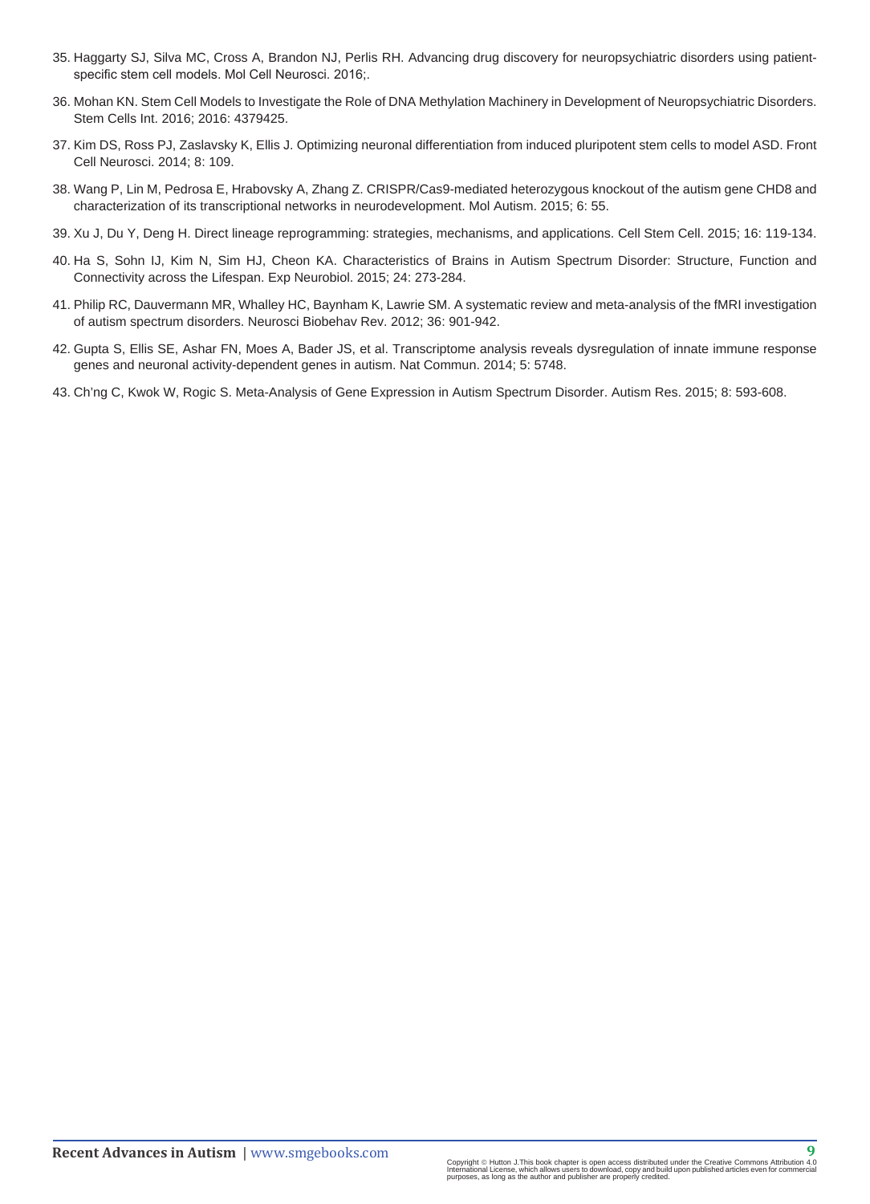35. Haggarty SJ, Silva MC, Cross A, Brandon NJ, Perlis RH. Advancing drug discovery for neuropsychiatric disorders using patient-specific stem cell models. Mol Cell Neurosci. 2016;.

36. Mohan KN. Stem Cell Models to Investigate the Role of DNA Methylation Machinery in Development of Neuropsychiatric Disorders. Stem Cells Int. 2016; 2016: 4379425.

37. Kim DS, Ross PJ, Zaslavsky K, Ellis J. Optimizing neuronal differentiation from induced pluripotent stem cells to model ASD. Front Cell Neurosci. 2014; 8: 109.

38. Wang P, Lin M, Pedrosa E, Hrabovsky A, Zhang Z. CRISPR/Cas9-mediated heterozygous knockout of the autism gene CHD8 and characterization of its transcriptional networks in neurodevelopment. Mol Autism. 2015; 6: 55.

39. Xu J, Du Y, Deng H. Direct lineage reprogramming: strategies, mechanisms, and applications. Cell Stem Cell. 2015; 16: 119-134.

40. Ha S, Sohn IJ, Kim N, Sim HJ, Cheon KA. Characteristics of Brains in Autism Spectrum Disorder: Structure, Function and Connectivity across the Lifespan. Exp Neurobiol. 2015; 24: 273-284.

41. Philip RC, Dauvermann MR, Whalley HC, Baynham K, Lawrie SM. A systematic review and meta-analysis of the fMRI investigation of autism spectrum disorders. Neurosci Biobehav Rev. 2012; 36: 901-942.

42. Gupta S, Ellis SE, Ashar FN, Moes A, Bader JS, et al. Transcriptome analysis reveals dysregulation of innate immune response genes and neuronal activity-dependent genes in autism. Nat Commun. 2014; 5: 5748.

43. Ch'ng C, Kwok W, Rogic S. Meta-Analysis of Gene Expression in Autism Spectrum Disorder. Autism Res. 2015; 8: 593-608.